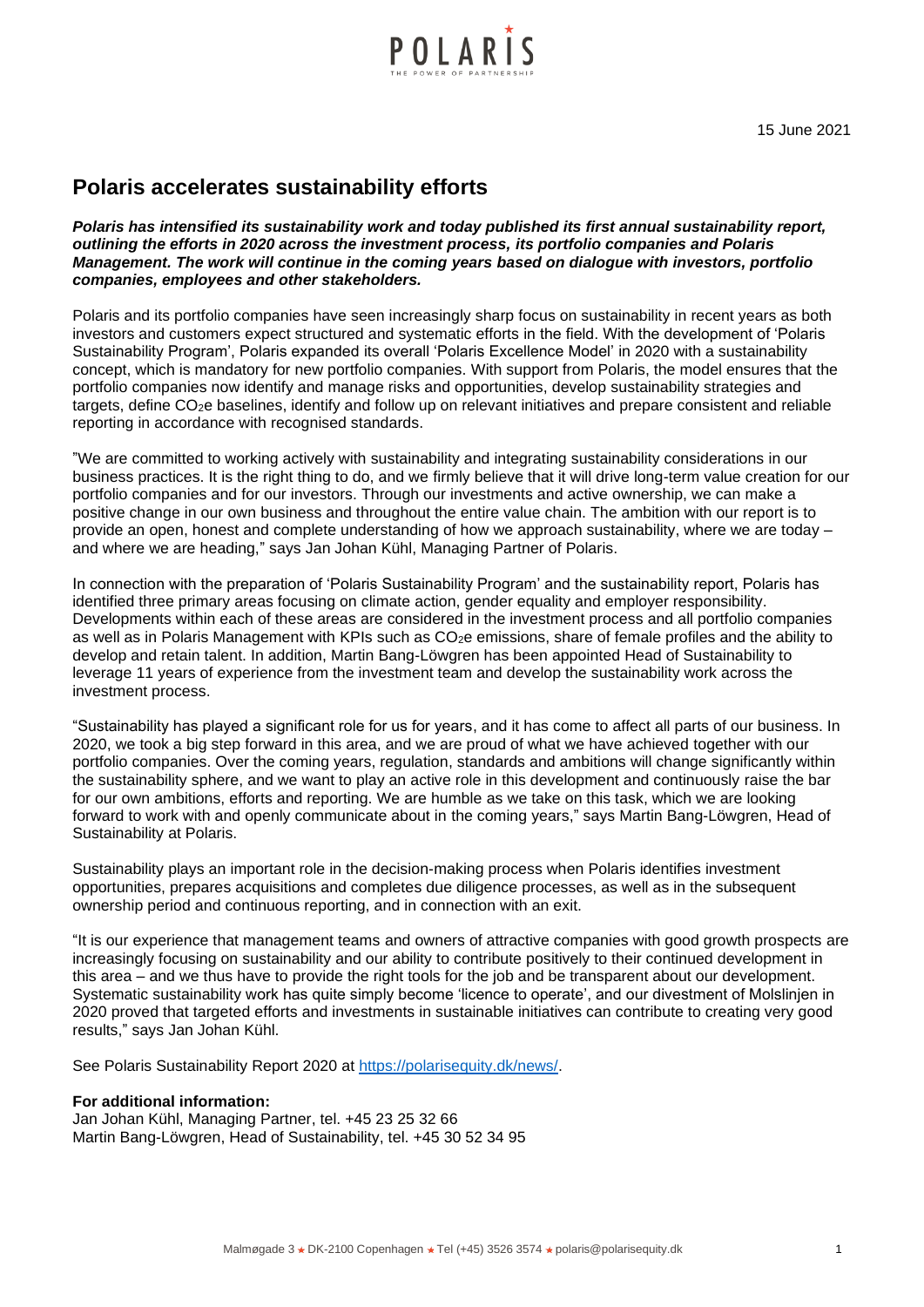15 June 2021

# Polaris accelerates sustainability efforts

***Polaris has intensified its sustainability work and today published its first annual sustainability report, outlining the efforts in 2020 across the investment process, its portfolio companies and Polaris Management. The work will continue in the coming years based on dialogue with investors, portfolio companies, employees and other stakeholders.***

Polaris and its portfolio companies have seen increasingly sharp focus on sustainability in recent years as both investors and customers expect structured and systematic efforts in the field. With the development of 'Polaris Sustainability Program', Polaris expanded its overall 'Polaris Excellence Model' in 2020 with a sustainability concept, which is mandatory for new portfolio companies. With support from Polaris, the model ensures that the portfolio companies now identify and manage risks and opportunities, develop sustainability strategies and targets, define $CO_2e$ baselines, identify and follow up on relevant initiatives and prepare consistent and reliable reporting in accordance with recognised standards.

"We are committed to working actively with sustainability and integrating sustainability considerations in our business practices. It is the right thing to do, and we firmly believe that it will drive long-term value creation for our portfolio companies and for our investors. Through our investments and active ownership, we can make a positive change in our own business and throughout the entire value chain. The ambition with our report is to provide an open, honest and complete understanding of how we approach sustainability, where we are today – and where we are heading," says Jan Johan Kühl, Managing Partner of Polaris.

In connection with the preparation of 'Polaris Sustainability Program' and the sustainability report, Polaris has identified three primary areas focusing on climate action, gender equality and employer responsibility. Developments within each of these areas are considered in the investment process and all portfolio companies as well as in Polaris Management with KPIs such as $CO_2e$ emissions, share of female profiles and the ability to develop and retain talent. In addition, Martin Bang-Löwgren has been appointed Head of Sustainability to leverage 11 years of experience from the investment team and develop the sustainability work across the investment process.

"Sustainability has played a significant role for us for years, and it has come to affect all parts of our business. In 2020, we took a big step forward in this area, and we are proud of what we have achieved together with our portfolio companies. Over the coming years, regulation, standards and ambitions will change significantly within the sustainability sphere, and we want to play an active role in this development and continuously raise the bar for our own ambitions, efforts and reporting. We are humble as we take on this task, which we are looking forward to work with and openly communicate about in the coming years," says Martin Bang-Löwgren, Head of Sustainability at Polaris.

Sustainability plays an important role in the decision-making process when Polaris identifies investment opportunities, prepares acquisitions and completes due diligence processes, as well as in the subsequent ownership period and continuous reporting, and in connection with an exit.

"It is our experience that management teams and owners of attractive companies with good growth prospects are increasingly focusing on sustainability and our ability to contribute positively to their continued development in this area – and we thus have to provide the right tools for the job and be transparent about our development. Systematic sustainability work has quite simply become 'licence to operate', and our divestment of Molslinjen in 2020 proved that targeted efforts and investments in sustainable initiatives can contribute to creating very good results," says Jan Johan Kühl.

See Polaris Sustainability Report 2020 at https://polarisequity.dk/news/.

**For additional information:**
Jan Johan Kühl, Managing Partner, tel. +45 23 25 32 66
Martin Bang-Löwgren, Head of Sustainability, tel. +45 30 52 34 95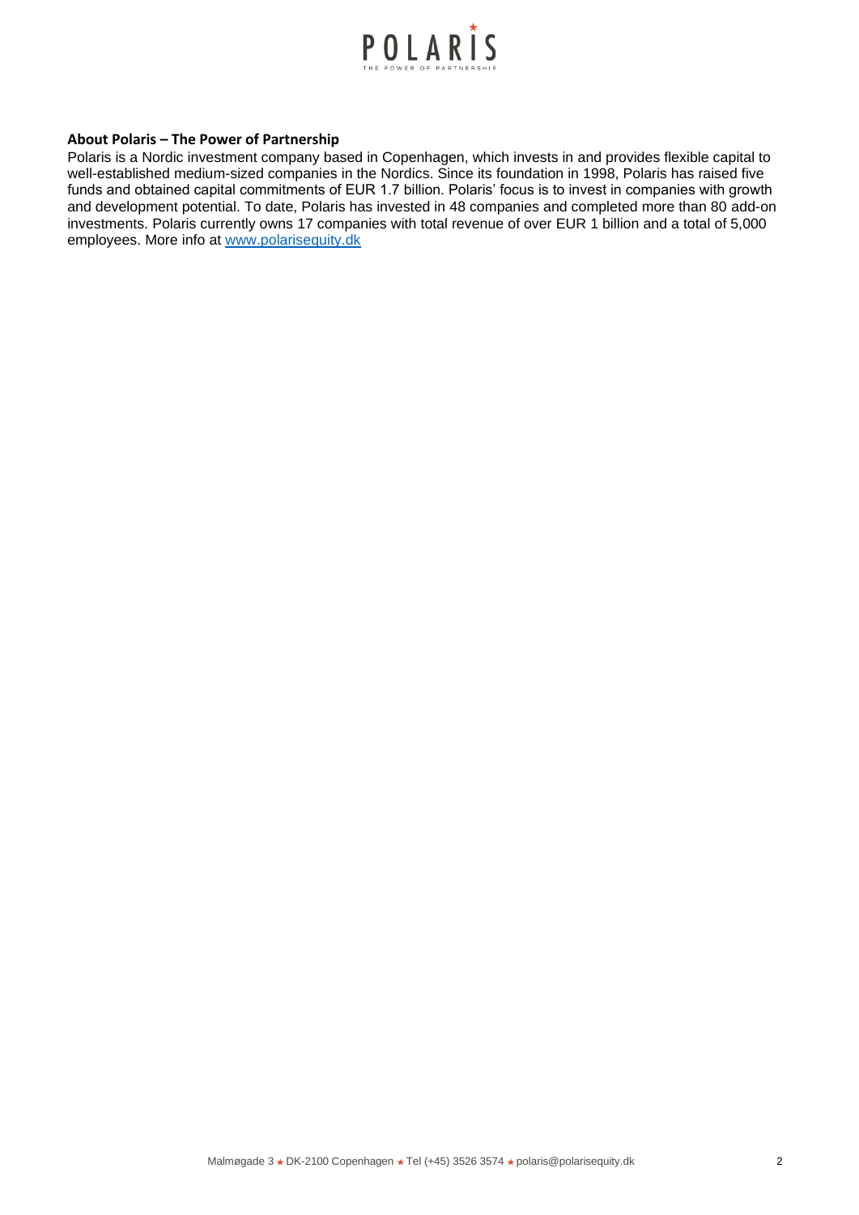**About Polaris – The Power of Partnership**

Polaris is a Nordic investment company based in Copenhagen, which invests in and provides flexible capital to well-established medium-sized companies in the Nordics. Since its foundation in 1998, Polaris has raised five funds and obtained capital commitments of EUR 1.7 billion. Polaris' focus is to invest in companies with growth and development potential. To date, Polaris has invested in 48 companies and completed more than 80 add-on investments. Polaris currently owns 17 companies with total revenue of over EUR 1 billion and a total of 5,000 employees. More info at [www.polarisequity.dk](http://www.polarisequity.dk)